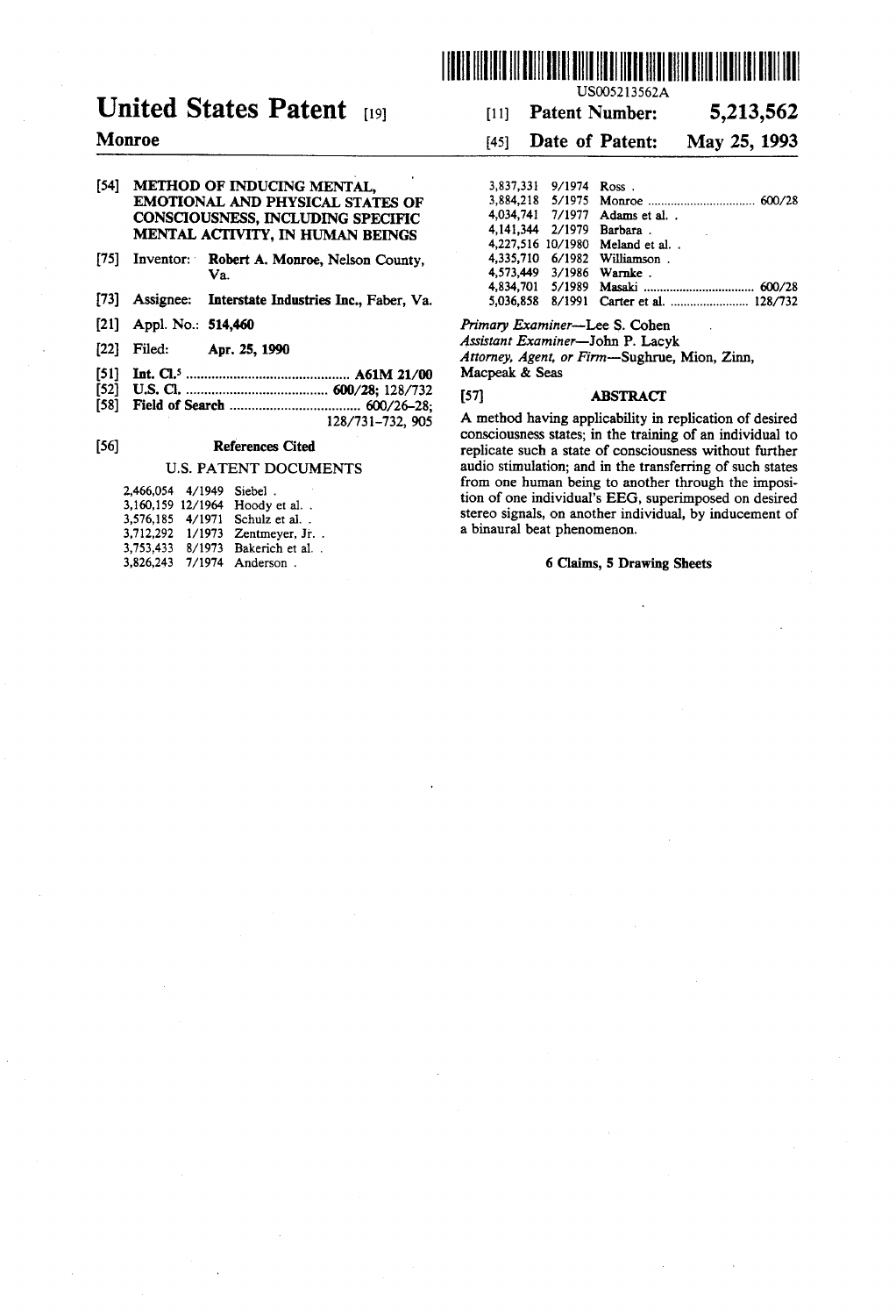US005213562A

# United States Patent [19]

**Monroe**

[11] **Patent Number: 5,213,562**

[45] **Date of Patent: May 25, 1993**

[54] **METHOD OF INDUCING MENTAL, EMOTIONAL AND PHYSICAL STATES OF CONSCIOUSNESS, INCLUDING SPECIFIC MENTAL ACTIVITY, IN HUMAN BEINGS**

[75] Inventor: **Robert A. Monroe**, Nelson County, Va.

[73] Assignee: **Interstate Industries Inc.**, Faber, Va.

[21] Appl. No.: **514,460**

[22] Filed: **Apr. 25, 1990**

[51] **Int. Cl.**[5] ............................................ **A61M 21/00**

[52] **U.S. Cl.** ....................................... **600/28**; 128/732

[58] **Field of Search** .................................... 600/26–28; 128/731–732, 905

[56] **References Cited**

U.S. PATENT DOCUMENTS

| | | |
|---|---|---|
| 2,466,054 | 4/1949 | Siebel . |
| 3,160,159 | 12/1964 | Hoody et al. . |
| 3,576,185 | 4/1971 | Schulz et al. . |
| 3,712,292 | 1/1973 | Zentmeyer, Jr. . |
| 3,753,433 | 8/1973 | Bakerich et al. . |
| 3,826,243 | 7/1974 | Anderson . |
| 3,837,331 | 9/1974 | Ross . |
| 3,884,218 | 5/1975 | Monroe ................................ 600/28 |
| 4,034,741 | 7/1977 | Adams et al. . |
| 4,141,344 | 2/1979 | Barbara . |
| 4,227,516 | 10/1980 | Meland et al. . |
| 4,335,710 | 6/1982 | Williamson . |
| 4,573,449 | 3/1986 | Warnke . |
| 4,834,701 | 5/1989 | Masaki ................................. 600/28 |
| 5,036,858 | 8/1991 | Carter et al. ........................ 128/732 |

*Primary Examiner*—Lee S. Cohen

*Assistant Examiner*—John P. Lacyk

*Attorney, Agent, or Firm*—Sughrue, Mion, Zinn, Macpeak & Seas

[57] **ABSTRACT**

A method having applicability in replication of desired consciousness states; in the training of an individual to replicate such a state of consciousness without further audio stimulation; and in the transferring of such states from one human being to another through the imposition of one individual's EEG, superimposed on desired stereo signals, on another individual, by inducement of a binaural beat phenomenon.

**6 Claims, 5 Drawing Sheets**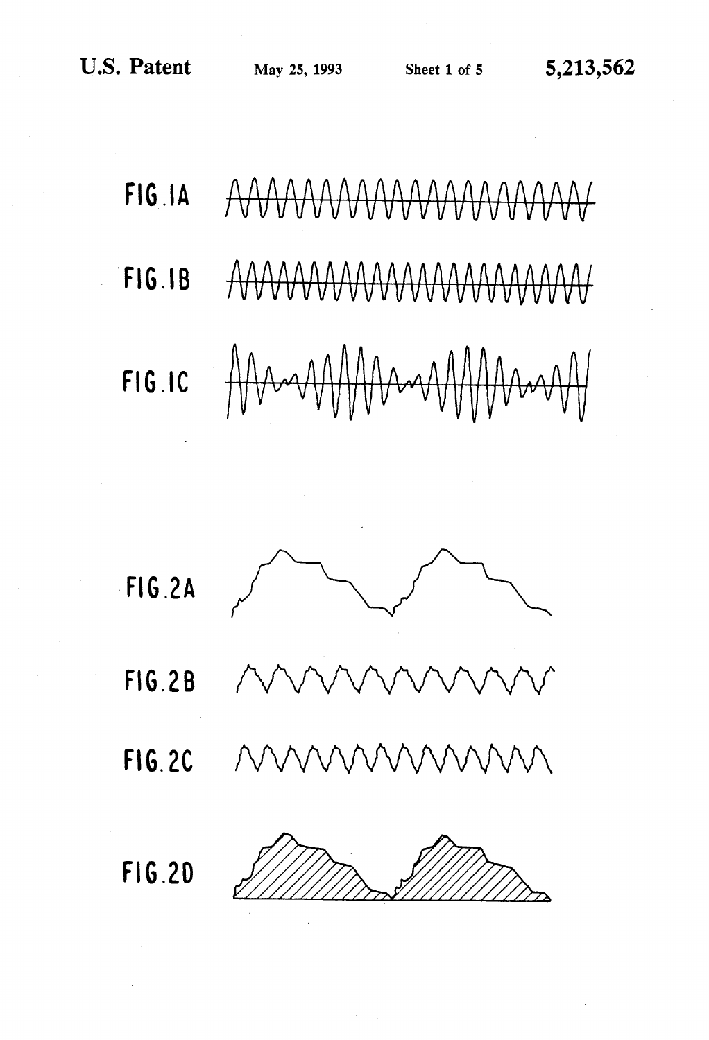FIG.1A

FIG.1B

FIG.1C

FIG.2A

FIG.2B

FIG.2C

FIG.2D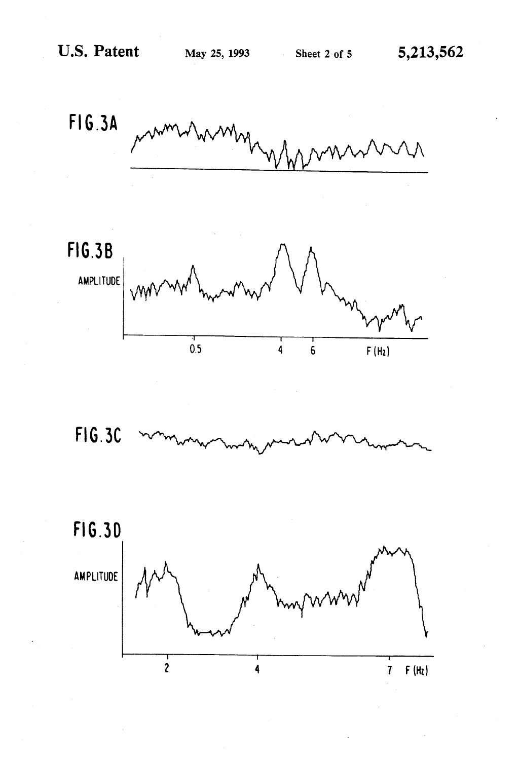FIG.3A

FIG.3B

AMPLITUDE

0.5 4 6 F (Hz)

FIG.3C

FIG.3D

AMPLITUDE

2 4 7 F (Hz)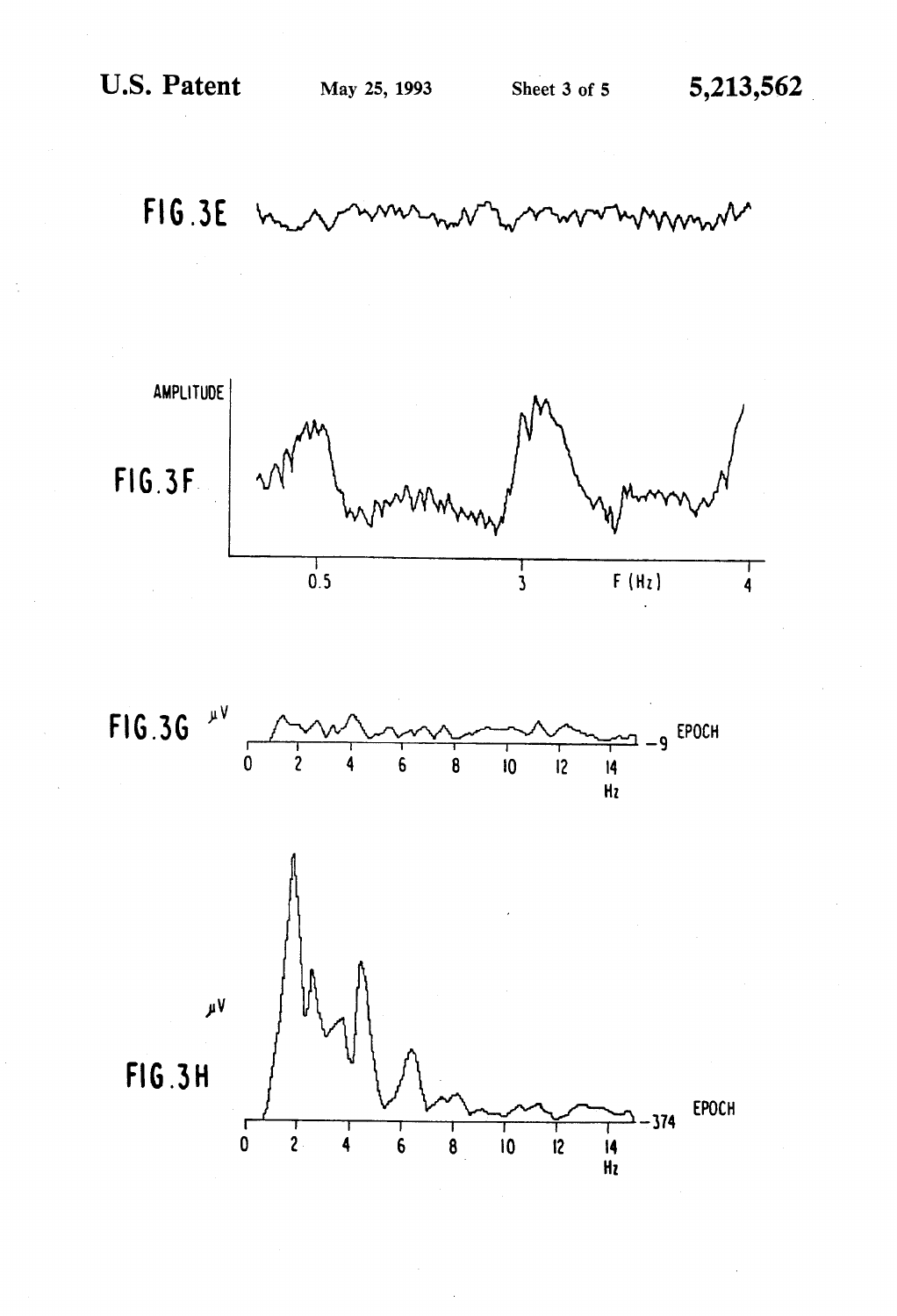FIG. 3E

AMPLITUDE

FIG. 3F

0.5 3 F (Hz) 4

FIG. 3G

μV

0 2 4 6 8 10 12 14 Hz

–9 EPOCH

FIG. 3H

μV

0 2 4 6 8 10 12 14 Hz

–374 EPOCH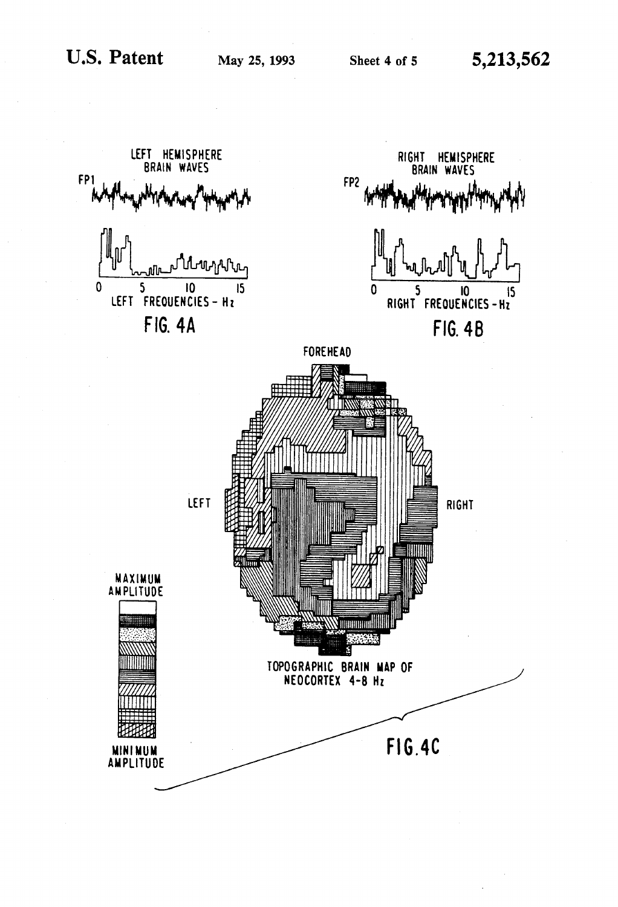LEFT HEMISPHERE BRAIN WAVES

FP1

0 5 10 15

LEFT FREQUENCIES - Hz

FIG. 4A

RIGHT HEMISPHERE BRAIN WAVES

FP2

0 5 10 15

RIGHT FREQUENCIES - Hz

FIG. 4B

FOREHEAD

LEFT

RIGHT

MAXIMUM AMPLITUDE

MINIMUM AMPLITUDE

TOPOGRAPHIC BRAIN MAP OF NEOCORTEX 4-8 Hz

FIG. 4C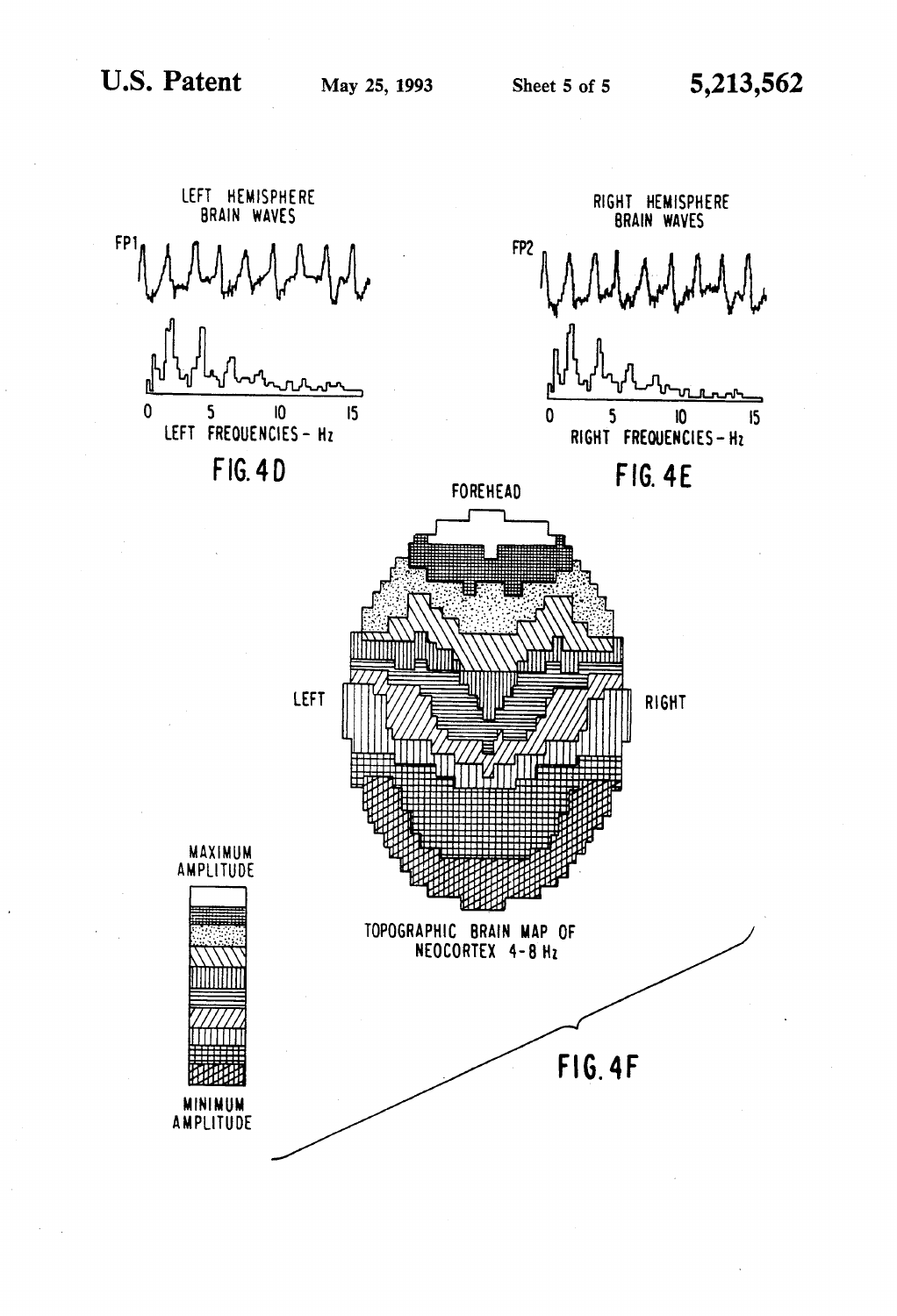LEFT HEMISPHERE BRAIN WAVES

FP1

0 5 10 15

LEFT FREQUENCIES - Hz

FIG. 4D

RIGHT HEMISPHERE BRAIN WAVES

FP2

0 5 10 15

RIGHT FREQUENCIES - Hz

FIG. 4E

FOREHEAD

LEFT

RIGHT

MAXIMUM AMPLITUDE

MINIMUM AMPLITUDE

TOPOGRAPHIC BRAIN MAP OF NEOCORTEX 4-8 Hz

FIG. 4F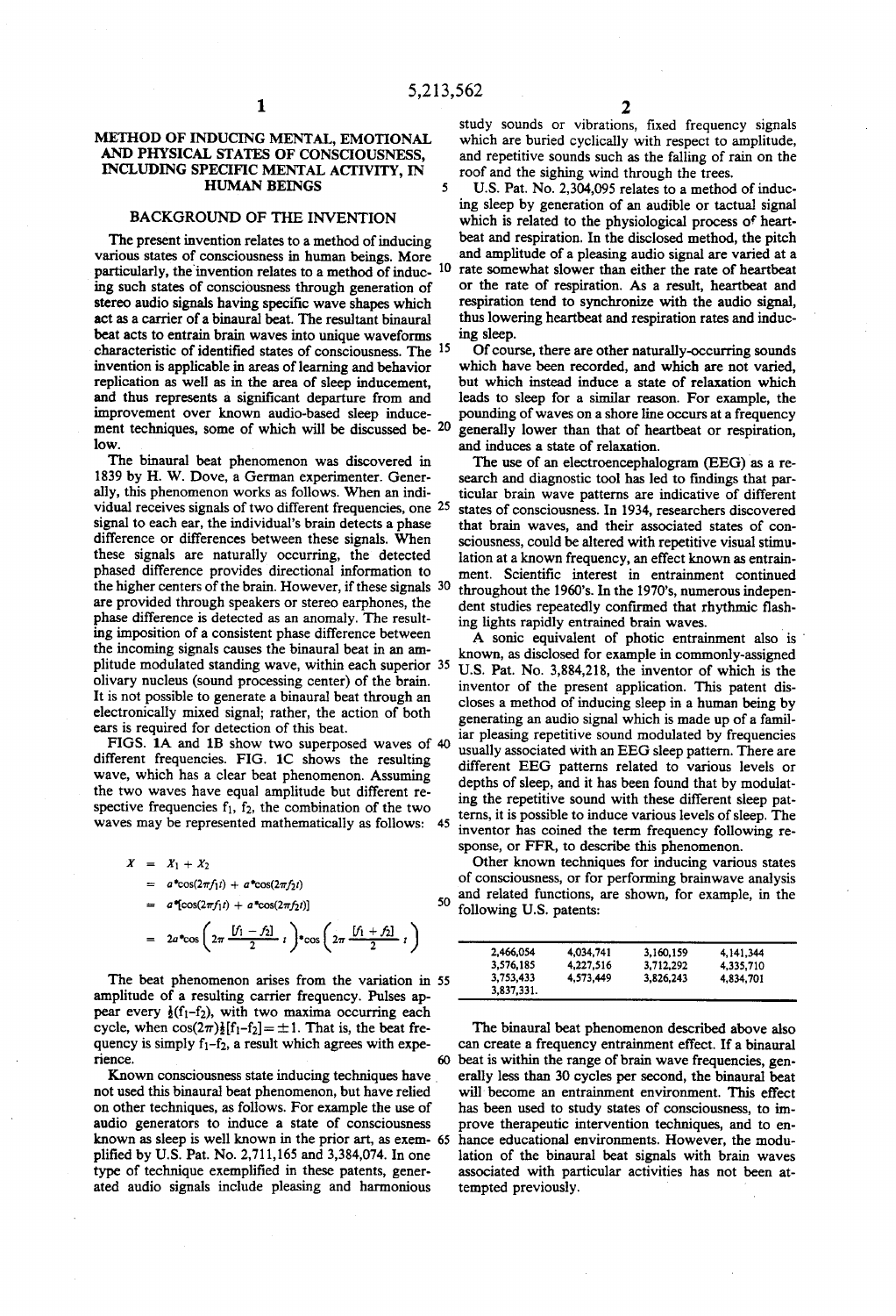# METHOD OF INDUCING MENTAL, EMOTIONAL AND PHYSICAL STATES OF CONSCIOUSNESS, INCLUDING SPECIFIC MENTAL ACTIVITY, IN HUMAN BEINGS

## BACKGROUND OF THE INVENTION

The present invention relates to a method of inducing various states of consciousness in human beings. More particularly, the invention relates to a method of inducing such states of consciousness through generation of stereo audio signals having specific wave shapes which act as a carrier of a binaural beat. The resultant binaural beat acts to entrain brain waves into unique waveforms characteristic of identified states of consciousness. The invention is applicable in areas of learning and behavior replication as well as in the area of sleep inducement, and thus represents a significant departure from and improvement over known audio-based sleep inducement techniques, some of which will be discussed below.

The binaural beat phenomenon was discovered in 1839 by H. W. Dove, a German experimenter. Generally, this phenomenon works as follows. When an individual receives signals of two different frequencies, one signal to each ear, the individual's brain detects a phase difference or differences between these signals. When these signals are naturally occurring, the detected phased difference provides directional information to the higher centers of the brain. However, if these signals are provided through speakers or stereo earphones, the phase difference is detected as an anomaly. The resulting imposition of a consistent phase difference between the incoming signals causes the binaural beat in an amplitude modulated standing wave, within each superior olivary nucleus (sound processing center) of the brain. It is not possible to generate a binaural beat through an electronically mixed signal; rather, the action of both ears is required for detection of this beat.

FIGS. 1A and 1B show two superposed waves of different frequencies. FIG. 1C shows the resulting wave, which has a clear beat phenomenon. Assuming the two waves have equal amplitude but different respective frequencies $f_1$, $f_2$, the combination of the two waves may be represented mathematically as follows:

$$
\begin{aligned}
X &= X_1 + X_2 \\
&= a{*}\cos(2\pi f_1 t) + a{*}\cos(2\pi f_2 t) \\
&= a{*}[\cos(2\pi f_1 t) + a{*}\cos(2\pi f_2 t)] \\
&= 2a{*}\cos\left(2\pi\frac{[f_1 - f_2]}{2}t\right){*}\cos\left(2\pi\frac{[f_1 + f_2]}{2}t\right)
\end{aligned}
$$

The beat phenomenon arises from the variation in amplitude of a resulting carrier frequency. Pulses appear every $\frac{1}{2}(f_1 - f_2)$, with two maxima occurring each cycle, when $\cos(2\pi)\frac{1}{2}[f_1 - f_2] = \pm 1$. That is, the beat frequency is simply $f_1 - f_2$, a result which agrees with experience.

Known consciousness state inducing techniques have not used this binaural beat phenomenon, but have relied on other techniques, as follows. For example the use of audio generators to induce a state of consciousness known as sleep is well known in the prior art, as exemplified by U.S. Pat. No. 2,711,165 and 3,384,074. In one type of technique exemplified in these patents, generated audio signals include pleasing and harmonious study sounds or vibrations, fixed frequency signals which are buried cyclically with respect to amplitude, and repetitive sounds such as the falling of rain on the roof and the sighing wind through the trees.

U.S. Pat. No. 2,304,095 relates to a method of inducing sleep by generation of an audible or tactual signal which is related to the physiological process of heartbeat and respiration. In the disclosed method, the pitch and amplitude of a pleasing audio signal are varied at a rate somewhat slower than either the rate of heartbeat or the rate of respiration. As a result, heartbeat and respiration tend to synchronize with the audio signal, thus lowering heartbeat and respiration rates and inducing sleep.

Of course, there are other naturally-occurring sounds which have been recorded, and which are not varied, but which instead induce a state of relaxation which leads to sleep for a similar reason. For example, the pounding of waves on a shore line occurs at a frequency generally lower than that of heartbeat or respiration, and induces a state of relaxation.

The use of an electroencephalogram (EEG) as a research and diagnostic tool has led to findings that particular brain wave patterns are indicative of different states of consciousness. In 1934, researchers discovered that brain waves, and their associated states of consciousness, could be altered with repetitive visual stimulation at a known frequency, an effect known as entrainment. Scientific interest in entrainment continued throughout the 1960's. In the 1970's, numerous independent studies repeatedly confirmed that rhythmic flashing lights rapidly entrained brain waves.

A sonic equivalent of photic entrainment also is known, as disclosed for example in commonly-assigned U.S. Pat. No. 3,884,218, the inventor of which is the inventor of the present application. This patent discloses a method of inducing sleep in a human being by generating an audio signal which is made up of a familiar pleasing repetitive sound modulated by frequencies usually associated with an EEG sleep pattern. There are different EEG patterns related to various levels or depths of sleep, and it has been found that by modulating the repetitive sound with these different sleep patterns, it is possible to induce various levels of sleep. The inventor has coined the term frequency following response, or FFR, to describe this phenomenon.

Other known techniques for inducing various states of consciousness, or for performing brainwave analysis and related functions, are shown, for example, in the following U.S. patents:

| | | | |
|---|---|---|---|
| 2,466,054 | 4,034,741 | 3,160,159 | 4,141,344 |
| 3,576,185 | 4,227,516 | 3,712,292 | 4,335,710 |
| 3,753,433 | 4,573,449 | 3,826,243 | 4,834,701 |
| 3,837,331. | | | |

The binaural beat phenomenon described above also can create a frequency entrainment effect. If a binaural beat is within the range of brain wave frequencies, generally less than 30 cycles per second, the binaural beat will become an entrainment environment. This effect has been used to study states of consciousness, to improve therapeutic intervention techniques, and to enhance educational environments. However, the modulation of the binaural beat signals with brain waves associated with particular activities has not been attempted previously.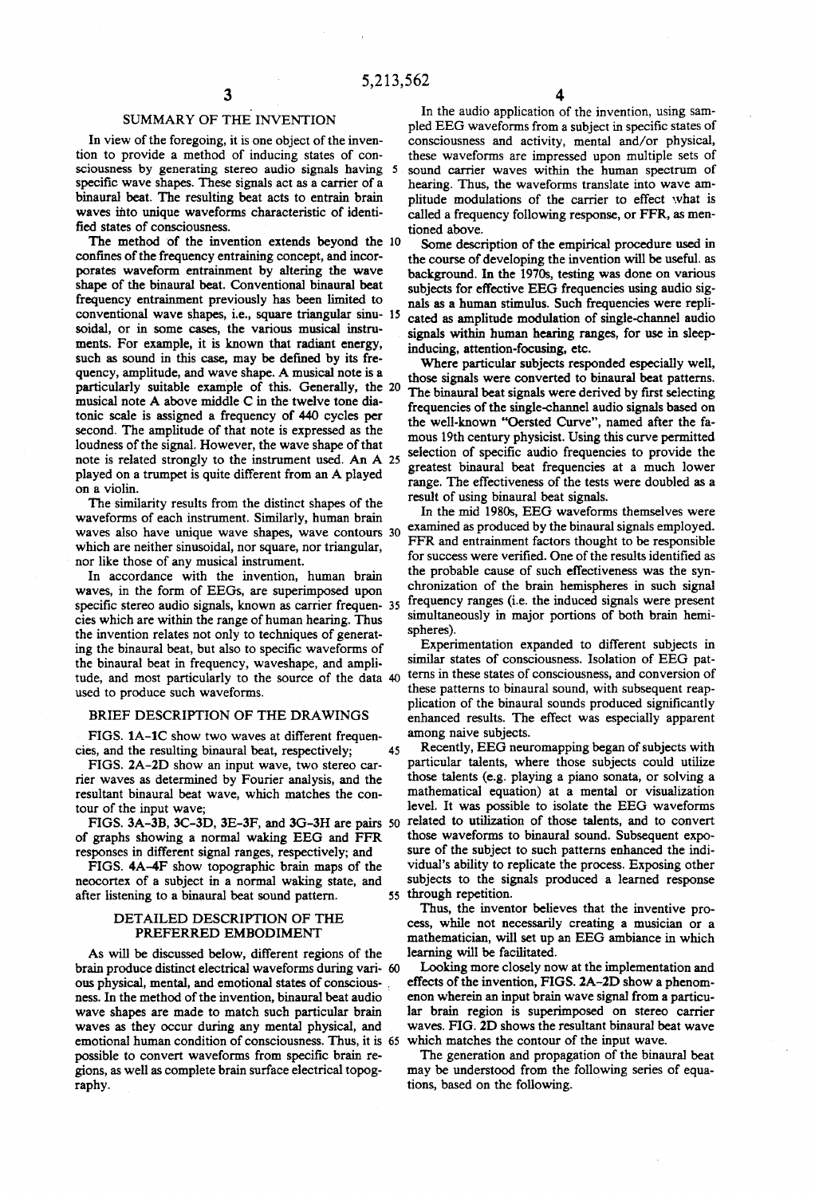## SUMMARY OF THE INVENTION

In view of the foregoing, it is one object of the invention to provide a method of inducing states of consciousness by generating stereo audio signals having specific wave shapes. These signals act as a carrier of a binaural beat. The resulting beat acts to entrain brain waves into unique waveforms characteristic of identified states of consciousness.

The method of the invention extends beyond the confines of the frequency entraining concept, and incorporates waveform entrainment by altering the wave shape of the binaural beat. Conventional binaural beat frequency entrainment previously has been limited to conventional wave shapes, i.e., square triangular sinusoidal, or in some cases, the various musical instruments. For example, it is known that radiant energy, such as sound in this case, may be defined by its frequency, amplitude, and wave shape. A musical note is a particularly suitable example of this. Generally, the musical note A above middle C in the twelve tone diatonic scale is assigned a frequency of 440 cycles per second. The amplitude of that note is expressed as the loudness of the signal. However, the wave shape of that note is related strongly to the instrument used. An A played on a trumpet is quite different from an A played on a violin.

The similarity results from the distinct shapes of the waveforms of each instrument. Similarly, human brain waves also have unique wave shapes, wave contours which are neither sinusoidal, nor square, nor triangular, nor like those of any musical instrument.

In accordance with the invention, human brain waves, in the form of EEGs, are superimposed upon specific stereo audio signals, known as carrier frequencies which are within the range of human hearing. Thus the invention relates not only to techniques of generating the binaural beat, but also to specific waveforms of the binaural beat in frequency, waveshape, and amplitude, and most particularly to the source of the data used to produce such waveforms.

## BRIEF DESCRIPTION OF THE DRAWINGS

FIGS. 1A-1C show two waves at different frequencies, and the resulting binaural beat, respectively;

FIGS. 2A-2D show an input wave, two stereo carrier waves as determined by Fourier analysis, and the resultant binaural beat wave, which matches the contour of the input wave;

FIGS. 3A-3B, 3C-3D, 3E-3F, and 3G-3H are pairs of graphs showing a normal waking EEG and FFR responses in different signal ranges, respectively; and

FIGS. 4A-4F show topographic brain maps of the neocortex of a subject in a normal waking state, and after listening to a binaural beat sound pattern.

## DETAILED DESCRIPTION OF THE PREFERRED EMBODIMENT

As will be discussed below, different regions of the brain produce distinct electrical waveforms during various physical, mental, and emotional states of consciousness. In the method of the invention, binaural beat audio wave shapes are made to match such particular brain waves as they occur during any mental physical, and emotional human condition of consciousness. Thus, it is possible to convert waveforms from specific brain regions, as well as complete brain surface electrical topography.

In the audio application of the invention, using sampled EEG waveforms from a subject in specific states of consciousness and activity, mental and/or physical, these waveforms are impressed upon multiple sets of sound carrier waves within the human spectrum of hearing. Thus, the waveforms translate into wave amplitude modulations of the carrier to effect what is called a frequency following response, or FFR, as mentioned above.

Some description of the empirical procedure used in the course of developing the invention will be useful. as background. In the 1970s, testing was done on various subjects for effective EEG frequencies using audio signals as a human stimulus. Such frequencies were replicated as amplitude modulation of single-channel audio signals within human hearing ranges, for use in sleep-inducing, attention-focusing, etc.

Where particular subjects responded especially well, those signals were converted to binaural beat patterns. The binaural beat signals were derived by first selecting frequencies of the single-channel audio signals based on the well-known "Oersted Curve", named after the famous 19th century physicist. Using this curve permitted selection of specific audio frequencies to provide the greatest binaural beat frequencies at a much lower range. The effectiveness of the tests were doubled as a result of using binaural beat signals.

In the mid 1980s, EEG waveforms themselves were examined as produced by the binaural signals employed. FFR and entrainment factors thought to be responsible for success were verified. One of the results identified as the probable cause of such effectiveness was the synchronization of the brain hemispheres in such signal frequency ranges (i.e. the induced signals were present simultaneously in major portions of both brain hemispheres).

Experimentation expanded to different subjects in similar states of consciousness. Isolation of EEG patterns in these states of consciousness, and conversion of these patterns to binaural sound, with subsequent reapplication of the binaural sounds produced significantly enhanced results. The effect was especially apparent among naive subjects.

Recently, EEG neuromapping began of subjects with particular talents, where those subjects could utilize those talents (e.g. playing a piano sonata, or solving a mathematical equation) at a mental or visualization level. It was possible to isolate the EEG waveforms related to utilization of those talents, and to convert those waveforms to binaural sound. Subsequent exposure of the subject to such patterns enhanced the individual's ability to replicate the process. Exposing other subjects to the signals produced a learned response through repetition.

Thus, the inventor believes that the inventive process, while not necessarily creating a musician or a mathematician, will set up an EEG ambiance in which learning will be facilitated.

Looking more closely now at the implementation and effects of the invention, FIGS. 2A-2D show a phenomenon wherein an input brain wave signal from a particular brain region is superimposed on stereo carrier waves. FIG. 2D shows the resultant binaural beat wave which matches the contour of the input wave.

The generation and propagation of the binaural beat may be understood from the following series of equations, based on the following.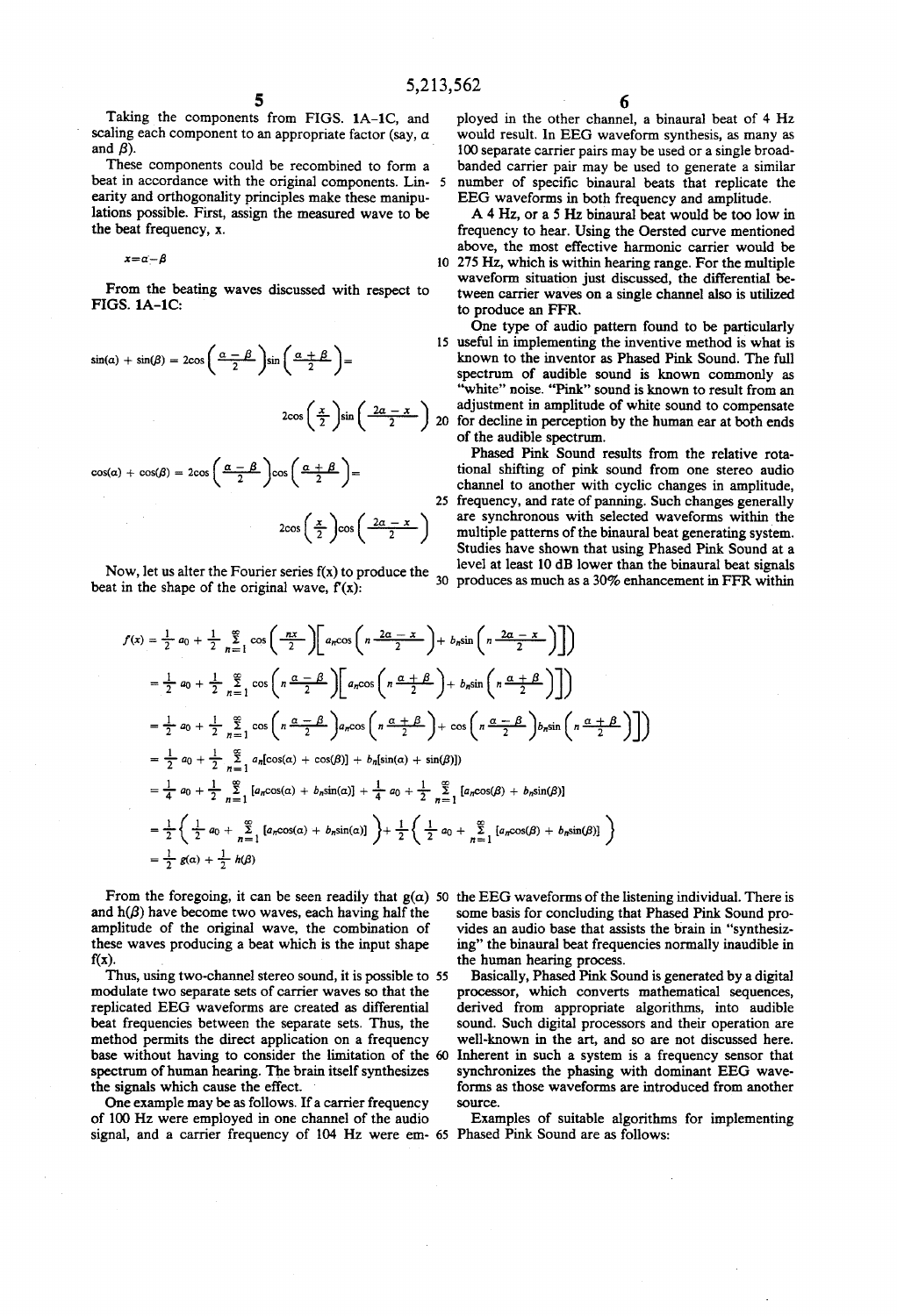Taking the components from FIGS. 1A-1C, and scaling each component to an appropriate factor (say, $\alpha$ and $\beta$).

These components could be recombined to form a beat in accordance with the original components. Linearity and orthogonality principles make these manipulations possible. First, assign the measured wave to be the beat frequency, x.

$$x = \alpha - \beta$$

From the beating waves discussed with respect to FIGS. 1A-1C:

$$\sin(\alpha) + \sin(\beta) = 2\cos\left(\frac{\alpha-\beta}{2}\right)\sin\left(\frac{\alpha+\beta}{2}\right) = 2\cos\left(\frac{x}{2}\right)\sin\left(\frac{2\alpha-x}{2}\right)$$

$$\cos(\alpha) + \cos(\beta) = 2\cos\left(\frac{\alpha-\beta}{2}\right)\cos\left(\frac{\alpha+\beta}{2}\right) = 2\cos\left(\frac{x}{2}\right)\cos\left(\frac{2\alpha-x}{2}\right)$$

Now, let us alter the Fourier series f(x) to produce the beat in the shape of the original wave, f'(x):

$$
\begin{aligned}
f'(x) &= \frac{1}{2}a_0 + \frac{1}{2}\sum_{n=1}^{\infty}\cos\left(\frac{nx}{2}\right)\left[a_n\cos\left(n\frac{2\alpha-x}{2}\right) + b_n\sin\left(n\frac{2\alpha-x}{2}\right)\right]\Bigg) \\
&= \frac{1}{2}a_0 + \frac{1}{2}\sum_{n=1}^{\infty}\cos\left(n\frac{\alpha-\beta}{2}\right)\left[a_n\cos\left(n\frac{\alpha+\beta}{2}\right) + b_n\sin\left(n\frac{\alpha+\beta}{2}\right)\right]\Bigg) \\
&= \frac{1}{2}a_0 + \frac{1}{2}\sum_{n=1}^{\infty}\cos\left(n\frac{\alpha-\beta}{2}\right)a_n\cos\left(n\frac{\alpha+\beta}{2}\right) + \cos\left(n\frac{\alpha-\beta}{2}\right)b_n\sin\left(n\frac{\alpha+\beta}{2}\right)\Bigg]\Bigg) \\
&= \frac{1}{2}a_0 + \frac{1}{2}\sum_{n=1}^{\infty}a_n[\cos(\alpha) + \cos(\beta)] + b_n[\sin(\alpha) + \sin(\beta)]) \\
&= \frac{1}{4}a_0 + \frac{1}{2}\sum_{n=1}^{\infty}[a_n\cos(\alpha) + b_n\sin(\alpha)] + \frac{1}{4}a_0 + \frac{1}{2}\sum_{n=1}^{\infty}[a_n\cos(\beta) + b_n\sin(\beta)] \\
&= \frac{1}{2}\left\{\frac{1}{2}a_0 + \sum_{n=1}^{\infty}[a_n\cos(\alpha) + b_n\sin(\alpha)]\right\} + \frac{1}{2}\left\{\frac{1}{2}a_0 + \sum_{n=1}^{\infty}[a_n\cos(\beta) + b_n\sin(\beta)]\right\} \\
&= \frac{1}{2}g(\alpha) + \frac{1}{2}h(\beta)
\end{aligned}
$$

From the foregoing, it can be seen readily that $g(\alpha)$ and $h(\beta)$ have become two waves, each having half the amplitude of the original wave, the combination of these waves producing a beat which is the input shape f(x).

Thus, using two-channel stereo sound, it is possible to modulate two separate sets of carrier waves so that the replicated EEG waveforms are created as differential beat frequencies between the separate sets. Thus, the method permits the direct application on a frequency base without having to consider the limitation of the spectrum of human hearing. The brain itself synthesizes the signals which cause the effect.

One example may be as follows. If a carrier frequency of 100 Hz were employed in one channel of the audio signal, and a carrier frequency of 104 Hz were employed in the other channel, a binaural beat of 4 Hz would result. In EEG waveform synthesis, as many as 100 separate carrier pairs may be used or a single broad-banded carrier pair may be used to generate a similar number of specific binaural beats that replicate the EEG waveforms in both frequency and amplitude.

A 4 Hz, or a 5 Hz binaural beat would be too low in frequency to hear. Using the Oersted curve mentioned above, the most effective harmonic carrier would be 275 Hz, which is within hearing range. For the multiple waveform situation just discussed, the differential between carrier waves on a single channel also is utilized to produce an FFR.

One type of audio pattern found to be particularly useful in implementing the inventive method is what is known to the inventor as Phased Pink Sound. The full spectrum of audible sound is known commonly as "white" noise. "Pink" sound is known to result from an adjustment in amplitude of white sound to compensate for decline in perception by the human ear at both ends of the audible spectrum.

Phased Pink Sound results from the relative rotational shifting of pink sound from one stereo audio channel to another with cyclic changes in amplitude, frequency, and rate of panning. Such changes generally are synchronous with selected waveforms within the multiple patterns of the binaural beat generating system. Studies have shown that using Phased Pink Sound at a level at least 10 dB lower than the binaural beat signals produces as much as a 30% enhancement in FFR within the EEG waveforms of the listening individual. There is some basis for concluding that Phased Pink Sound provides an audio base that assists the brain in "synthesizing" the binaural beat frequencies normally inaudible in the human hearing process.

Basically, Phased Pink Sound is generated by a digital processor, which converts mathematical sequences, derived from appropriate algorithms, into audible sound. Such digital processors and their operation are well-known in the art, and so are not discussed here. Inherent in such a system is a frequency sensor that synchronizes the phasing with dominant EEG waveforms as those waveforms are introduced from another source.

Examples of suitable algorithms for implementing Phased Pink Sound are as follows: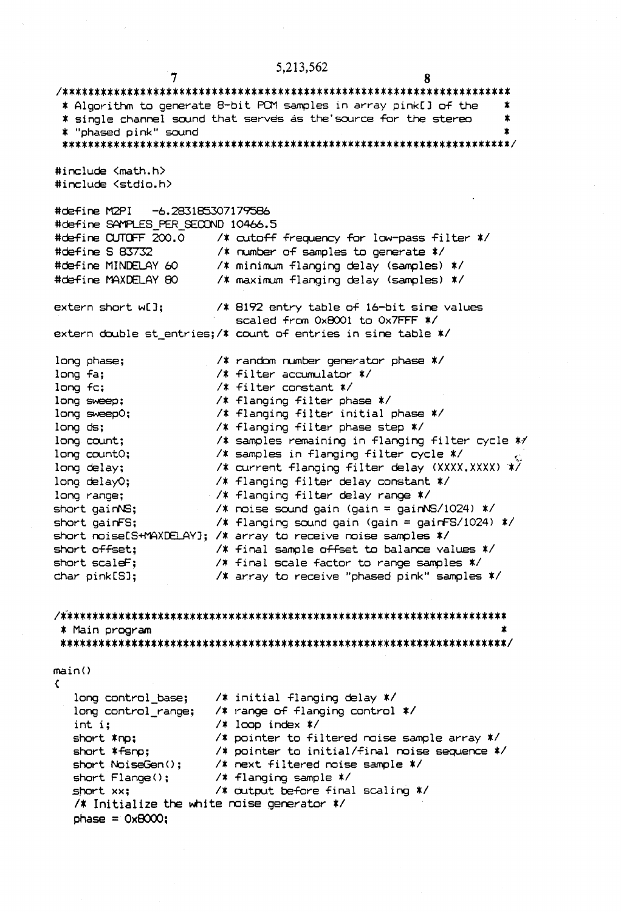```
/***********************************************************************
 * Algorithm to generate 8-bit PCM samples in array pink[] of the     *
 * single channel sound that serves as the source for the stereo      *
 * "phased pink" sound                                                *
 ***********************************************************************/

#include <math.h>
#include <stdio.h>

#define M2PI    -6.283185307179586
#define SAMPLES_PER_SECOND 10466.5
#define CUTOFF 200.0      /* cutoff frequency for low-pass filter */
#define S 83732           /* number of samples to generate */
#define MINDELAY 60       /* minimum flanging delay (samples) */
#define MAXDELAY 80       /* maximum flanging delay (samples) */

extern short w[];         /* 8192 entry table of 16-bit sine values
                             scaled from 0x8001 to 0x7FFF */
extern double st_entries;/* count of entries in sine table */

long phase;               /* random number generator phase */
long fa;                  /* filter accumulator */
long fc;                  /* filter constant */
long sweep;               /* flanging filter phase */
long sweep0;              /* flanging filter initial phase */
long ds;                  /* flanging filter phase step */
long count;               /* samples remaining in flanging filter cycle */
long count0;              /* samples in flanging filter cycle */
long delay;               /* current flanging filter delay (XXXX.XXXX) */
long delay0;              /* flanging filter delay constant */
long range;               /* flanging filter delay range */
short gainNS;             /* noise sound gain (gain = gainNS/1024) */
short gainFS;             /* flanging sound gain (gain = gainFS/1024) */
short noise[S+MAXDELAY]; /* array to receive noise samples */
short offset;             /* final sample offset to balance values */
short scaleF;             /* final scale factor to range samples */
char pink[S];             /* array to receive "phased pink" samples */


/***********************************************************************
 * Main program                                                       *
 ***********************************************************************/

main()
{
   long control_base;    /* initial flanging delay */
   long control_range;   /* range of flanging control */
   int i;                /* loop index */
   short *np;            /* pointer to filtered noise sample array */
   short *fsnp;          /* pointer to initial/final noise sequence */
   short NoiseGen();     /* next filtered noise sample */
   short Flange();       /* flanging sample */
   short xx;             /* output before final scaling */
   /* Initialize the white noise generator */
   phase = 0x8000;
```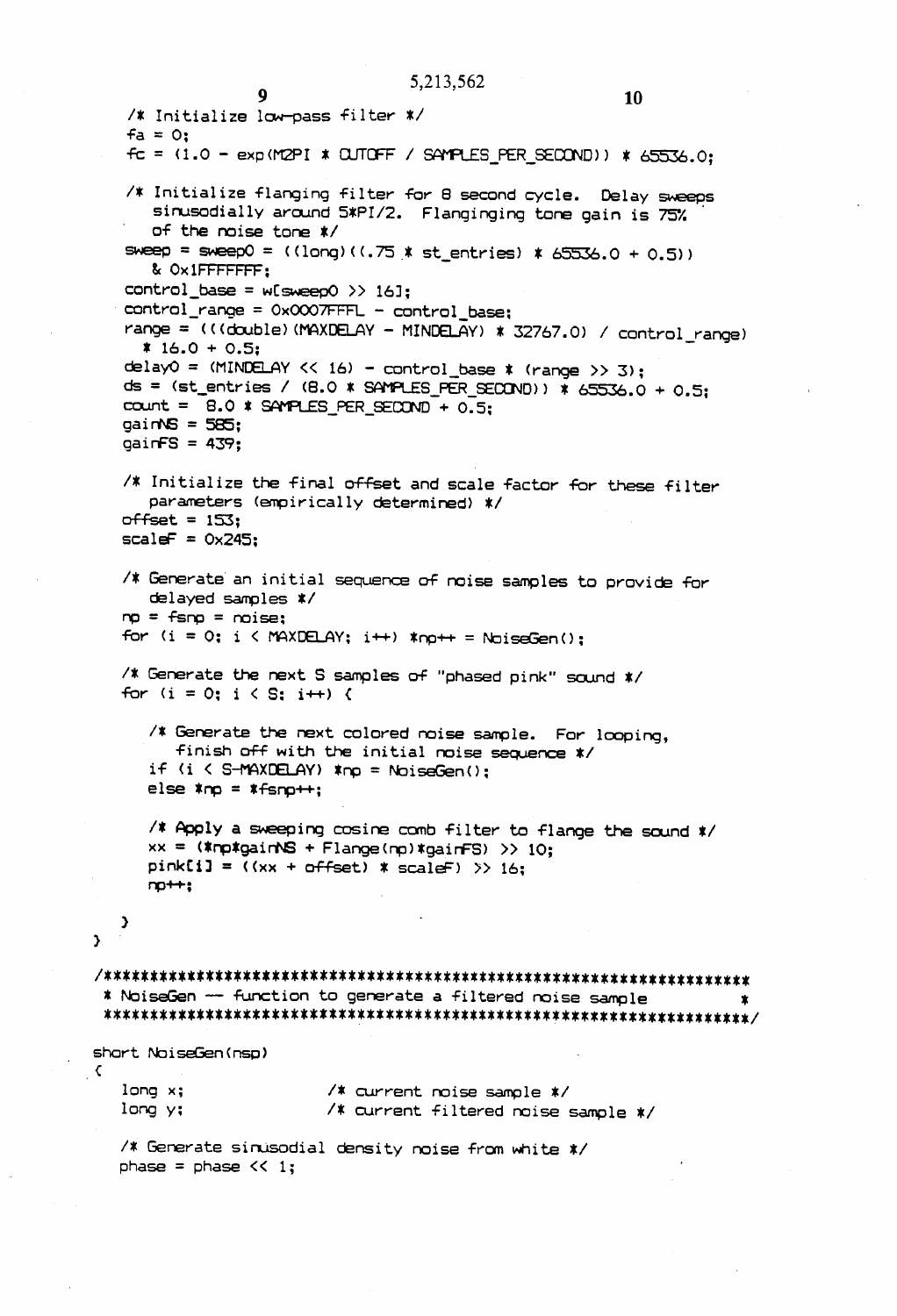```
/* Initialize low-pass filter */
fa = 0;
fc = (1.0 - exp(M2PI * CUTOFF / SAMPLES_PER_SECOND)) * 65536.0;

/* Initialize flanging filter for 8 second cycle. Delay sweeps
   sinusodially around 5*PI/2. Flanginging tone gain is 75%
   of the noise tone */
sweep = sweep0 = ((long)((.75 * st_entries) * 65536.0 + 0.5))
   & 0x1FFFFFFF;
control_base = w[sweep0 >> 16];
control_range = 0x0007FFFL - control_base;
range = (((double)(MAXDELAY - MINDELAY) * 32767.0) / control_range)
   * 16.0 + 0.5;
delay0 = (MINDELAY << 16) - control_base * (range >> 3);
ds = (st_entries / (8.0 * SAMPLES_PER_SECOND)) * 65536.0 + 0.5;
count = 8.0 * SAMPLES_PER_SECOND + 0.5;
gainNS = 585;
gainFS = 439;

/* Initialize the final offset and scale factor for these filter
   parameters (empirically determined) */
offset = 153;
scaleF = 0x245;

/* Generate an initial sequence of noise samples to provide for
   delayed samples */
np = fsnp = noise;
for (i = 0; i < MAXDELAY; i++) *np++ = NoiseGen();

/* Generate the next S samples of "phased pink" sound */
for (i = 0; i < S; i++) {

   /* Generate the next colored noise sample. For looping,
      finish off with the initial noise sequence */
   if (i < S-MAXDELAY) *np = NoiseGen();
   else *np = *fsnp++;

   /* Apply a sweeping cosine comb filter to flange the sound */
   xx = (*np*gainNS + Flange(np)*gainFS) >> 10;
   pink[i] = ((xx + offset) * scaleF) >> 16;
   np++;

   }
}

/*********************************************************************
 * NoiseGen -- function to generate a filtered noise sample           *
 *********************************************************************/

short NoiseGen(nsp)
{
   long x;              /* current noise sample */
   long y;              /* current filtered noise sample */

   /* Generate sinusodial density noise from white */
   phase = phase << 1;
```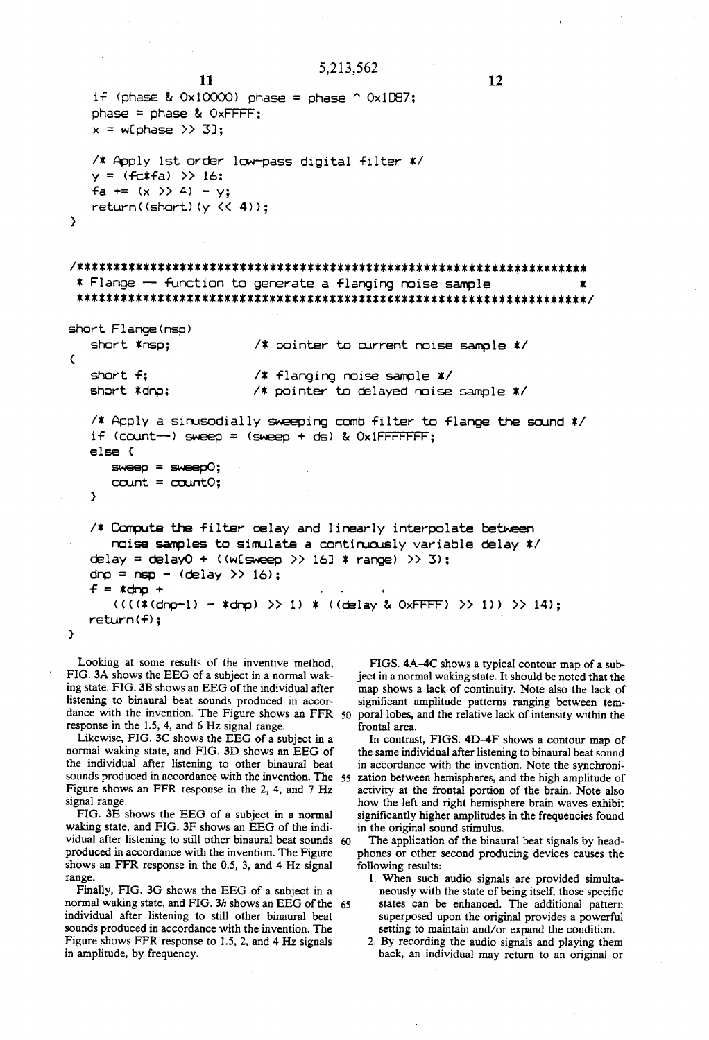```
    if (phase & 0x10000) phase = phase ^ 0x1D87;
    phase = phase & 0xFFFF;
    x = w[phase >> 3];

    /* Apply 1st order low-pass digital filter */
    y = (fc*fa) >> 16;
    fa += (x >> 4) - y;
    return((short)(y << 4));
}


/***********************************************************************
 * Flange -- function to generate a flanging noise sample             *
 ***********************************************************************/

short Flange(nsp)
    short *nsp;             /* pointer to current noise sample */
{
    short f;                /* flanging noise sample */
    short *dnp;             /* pointer to delayed noise sample */

    /* Apply a sinusodially sweeping comb filter to flange the sound */
    if (count--) sweep = (sweep + ds) & 0x1FFFFFFF;
    else {
        sweep = sweep0;
        count = count0;
    }

    /* Compute the filter delay and linearly interpolate between
       noise samples to simulate a continuously variable delay */
    delay = delay0 + ((w[sweep >> 16] * range) >> 3);
    dnp = nsp - (delay >> 16);
    f = *dnp +
        ((((*(dnp-1) - *dnp) >> 1) * ((delay & 0xFFFF) >> 1)) >> 14);
    return(f);
}
```

Looking at some results of the inventive method, FIG. 3A shows the EEG of a subject in a normal waking state. FIG. 3B shows an EEG of the individual after listening to binaural beat sounds produced in accordance with the invention. The Figure shows an FFR response in the 1.5, 4, and 6 Hz signal range.

Likewise, FIG. 3C shows the EEG of a subject in a normal waking state, and FIG. 3D shows an EEG of the individual after listening to other binaural beat sounds produced in accordance with the invention. The Figure shows an FFR response in the 2, 4, and 7 Hz signal range.

FIG. 3E shows the EEG of a subject in a normal waking state, and FIG. 3F shows an EEG of the individual after listening to still other binaural beat sounds produced in accordance with the invention. The Figure shows an FFR response in the 0.5, 3, and 4 Hz signal range.

Finally, FIG. 3G shows the EEG of a subject in a normal waking state, and FIG. 3*h* shows an EEG of the individual after listening to still other binaural beat sounds produced in accordance with the invention. The Figure shows FFR response to 1.5, 2, and 4 Hz signals in amplitude, by frequency.

FIGS. 4A–4C shows a typical contour map of a subject in a normal waking state. It should be noted that the map shows a lack of continuity. Note also the lack of significant amplitude patterns ranging between temporal lobes, and the relative lack of intensity within the frontal area.

In contrast, FIGS. 4D–4F shows a contour map of the same individual after listening to binaural beat sound in accordance with the invention. Note the synchronization between hemispheres, and the high amplitude of activity at the frontal portion of the brain. Note also how the left and right hemisphere brain waves exhibit significantly higher amplitudes in the frequencies found in the original sound stimulus.

The application of the binaural beat signals by headphones or other second producing devices causes the following results:

1. When such audio signals are provided simultaneously with the state of being itself, those specific states can be enhanced. The additional pattern superposed upon the original provides a powerful setting to maintain and/or expand the condition.
2. By recording the audio signals and playing them back, an individual may return to an original or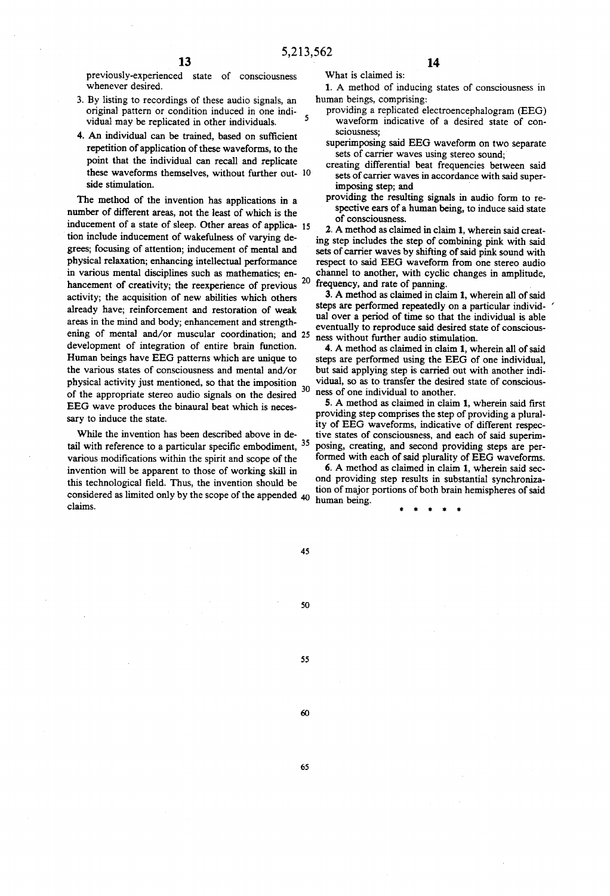previously-experienced state of consciousness whenever desired.

3. By listing to recordings of these audio signals, an original pattern or condition induced in one individual may be replicated in other individuals.
4. An individual can be trained, based on sufficient repetition of application of these waveforms, to the point that the individual can recall and replicate these waveforms themselves, without further outside stimulation.

The method of the invention has applications in a number of different areas, not the least of which is the inducement of a state of sleep. Other areas of application include inducement of wakefulness of varying degrees; focusing of attention; inducement of mental and physical relaxation; enhancing intellectual performance in various mental disciplines such as mathematics; enhancement of creativity; the reexperience of previous activity; the acquisition of new abilities which others already have; reinforcement and restoration of weak areas in the mind and body; enhancement and strengthening of mental and/or muscular coordination; and development of integration of entire brain function. Human beings have EEG patterns which are unique to the various states of consciousness and mental and/or physical activity just mentioned, so that the imposition of the appropriate stereo audio signals on the desired EEG wave produces the binaural beat which is necessary to induce the state.

While the invention has been described above in detail with reference to a particular specific embodiment, various modifications within the spirit and scope of the invention will be apparent to those of working skill in this technological field. Thus, the invention should be considered as limited only by the scope of the appended claims.

What is claimed is:

1. A method of inducing states of consciousness in human beings, comprising:
   - providing a replicated electroencephalogram (EEG) waveform indicative of a desired state of consciousness;
   - superimposing said EEG waveform on two separate sets of carrier waves using stereo sound;
   - creating differential beat frequencies between said sets of carrier waves in accordance with said superimposing step; and
   - providing the resulting signals in audio form to respective ears of a human being, to induce said state of consciousness.

2. A method as claimed in claim 1, wherein said creating step includes the step of combining pink with said sets of carrier waves by shifting of said pink sound with respect to said EEG waveform from one stereo audio channel to another, with cyclic changes in amplitude, frequency, and rate of panning.

3. A method as claimed in claim 1, wherein all of said steps are performed repeatedly on a particular individual over a period of time so that the individual is able eventually to reproduce said desired state of consciousness without further audio stimulation.

4. A method as claimed in claim 1, wherein all of said steps are performed using the EEG of one individual, but said applying step is carried out with another individual, so as to transfer the desired state of consciousness of one individual to another.

5. A method as claimed in claim 1, wherein said first providing step comprises the step of providing a plurality of EEG waveforms, indicative of different respective states of consciousness, and each of said superimposing, creating, and second providing steps are performed with each of said plurality of EEG waveforms.

6. A method as claimed in claim 1, wherein said second providing step results in substantial synchronization of major portions of both brain hemispheres of said human being.

\* \* \* \* \*